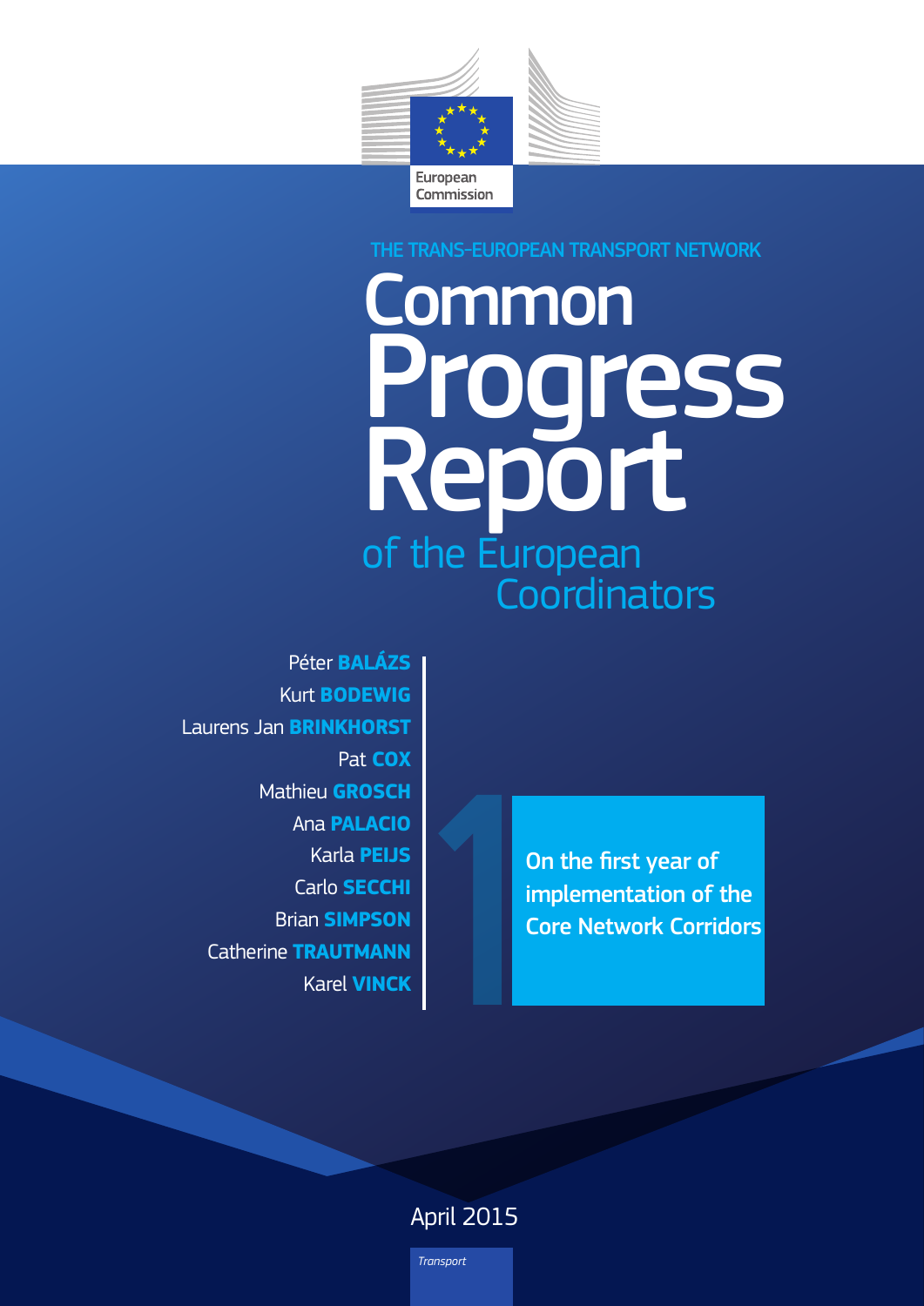European Commission

THE TRANS-EUROPEAN TRANSPORT NETWORK

# Common Progress Report of the European Coordinators

Péter **BALÁZS**
Kurt **BODEWIG**
Laurens Jan **BRINKHORST**
Pat **COX**
Mathieu **GROSCH**
Ana **PALACIO**
Karla **PEIJS**
Carlo **SECCHI**
Brian **SIMPSON**
Catherine **TRAUTMANN**
Karel **VINCK**

1

On the first year of implementation of the Core Network Corridors

April 2015

*Transport*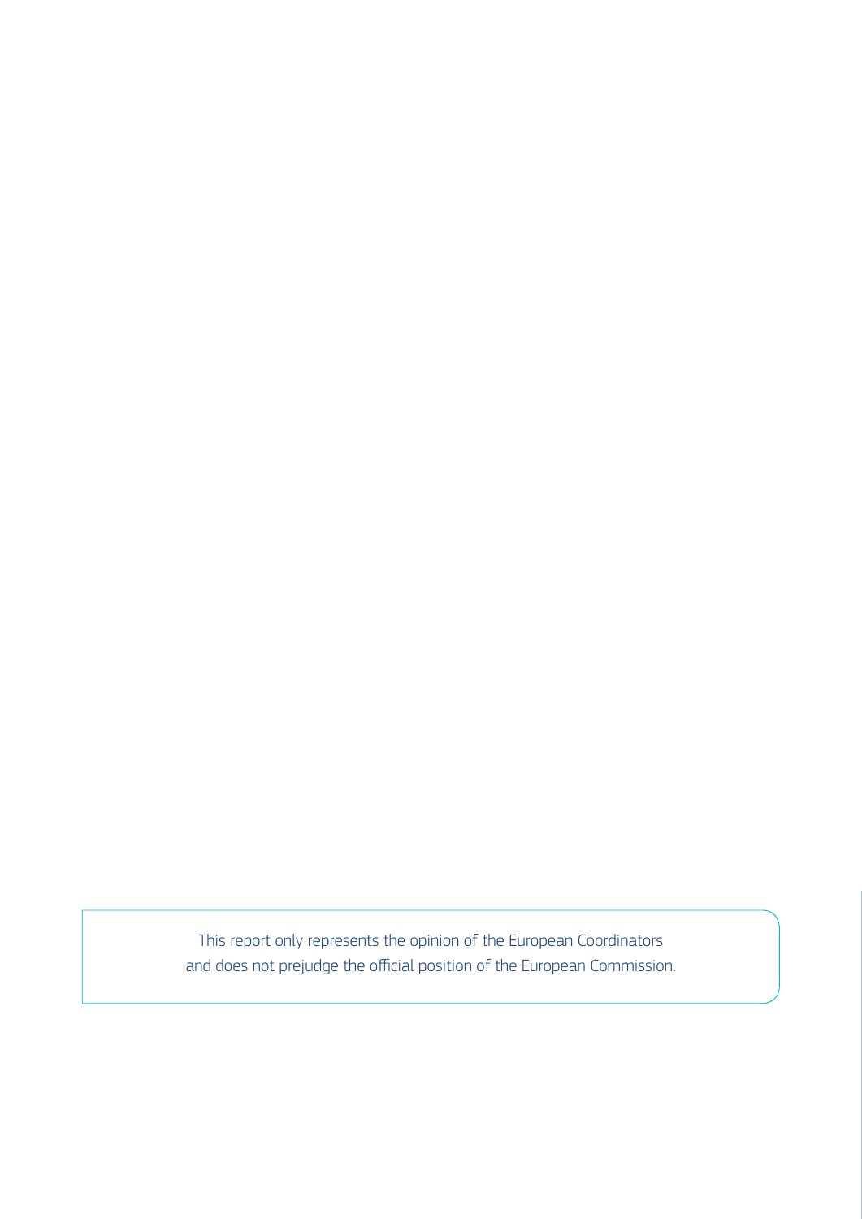This report only represents the opinion of the European Coordinators
and does not prejudge the official position of the European Commission.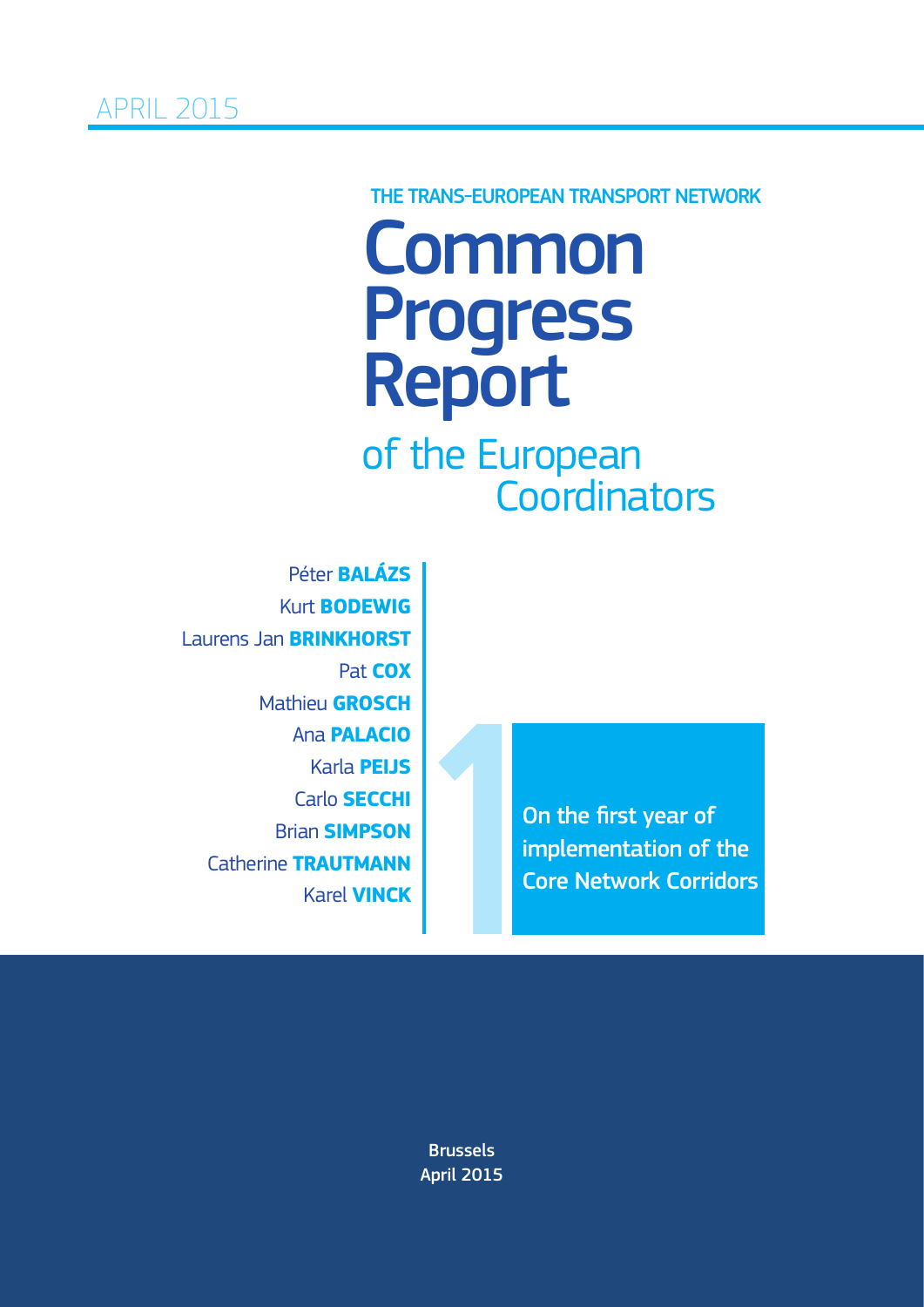APRIL 2015

THE TRANS-EUROPEAN TRANSPORT NETWORK

# Common Progress Report

## of the European Coordinators

Péter **BALÁZS**
Kurt **BODEWIG**
Laurens Jan **BRINKHORST**
Pat **COX**
Mathieu **GROSCH**
Ana **PALACIO**
Karla **PEIJS**
Carlo **SECCHI**
Brian **SIMPSON**
Catherine **TRAUTMANN**
Karel **VINCK**

1

On the first year of implementation of the Core Network Corridors

Brussels
April 2015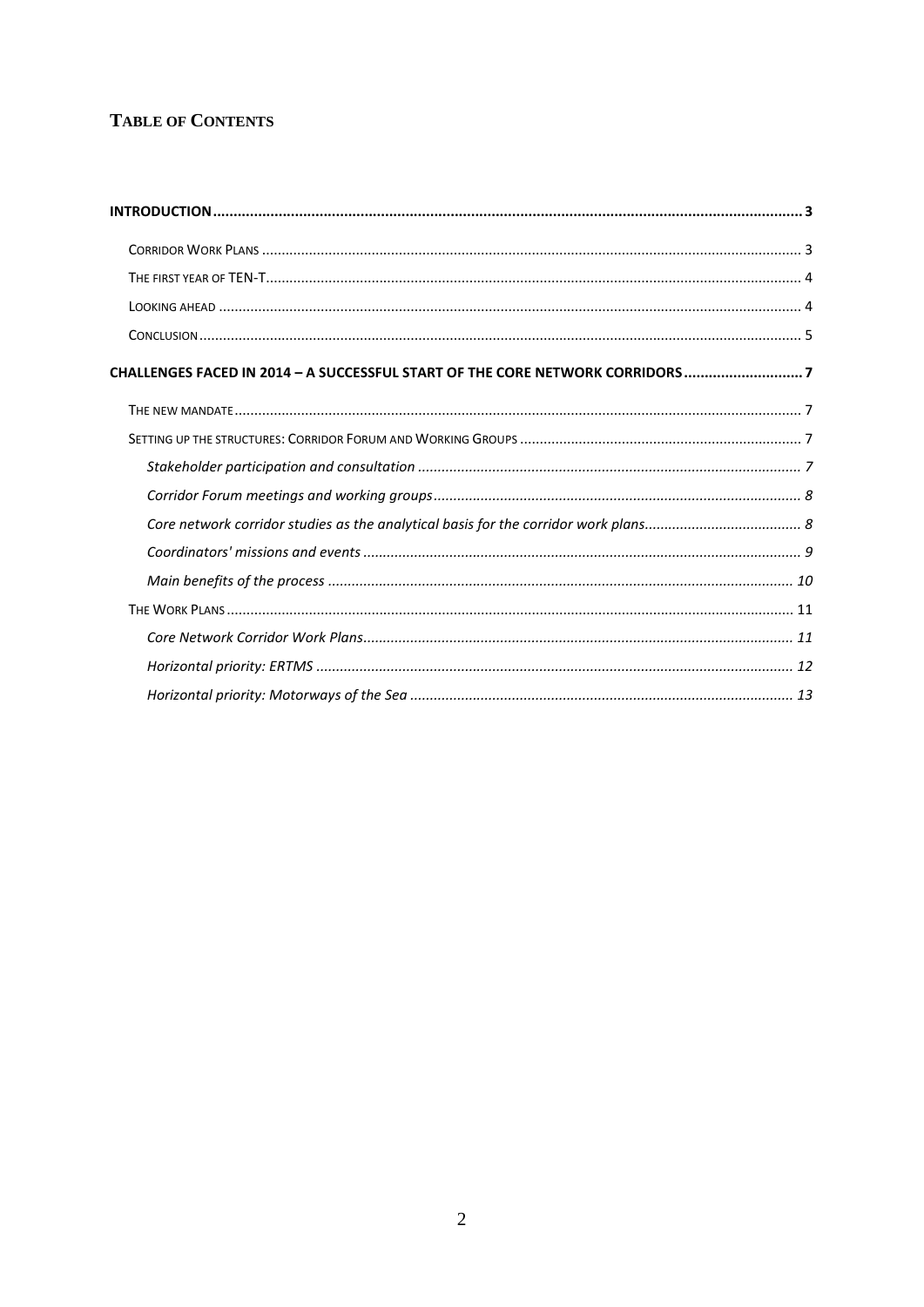# Table of Contents

**INTRODUCTION** ..... **3**

- Corridor Work Plans ..... 3
- The first year of TEN-T ..... 4
- Looking ahead ..... 4
- Conclusion ..... 5

**CHALLENGES FACED IN 2014 – A SUCCESSFUL START OF THE CORE NETWORK CORRIDORS** ..... **7**

- The new mandate ..... 7
- Setting up the structures: Corridor Forum and Working Groups ..... 7
  - *Stakeholder participation and consultation* ..... *7*
  - *Corridor Forum meetings and working groups* ..... *8*
  - *Core network corridor studies as the analytical basis for the corridor work plans* ..... *8*
  - *Coordinators' missions and events* ..... *9*
  - *Main benefits of the process* ..... *10*
- The Work Plans ..... 11
  - *Core Network Corridor Work Plans* ..... *11*
  - *Horizontal priority: ERTMS* ..... *12*
  - *Horizontal priority: Motorways of the Sea* ..... *13*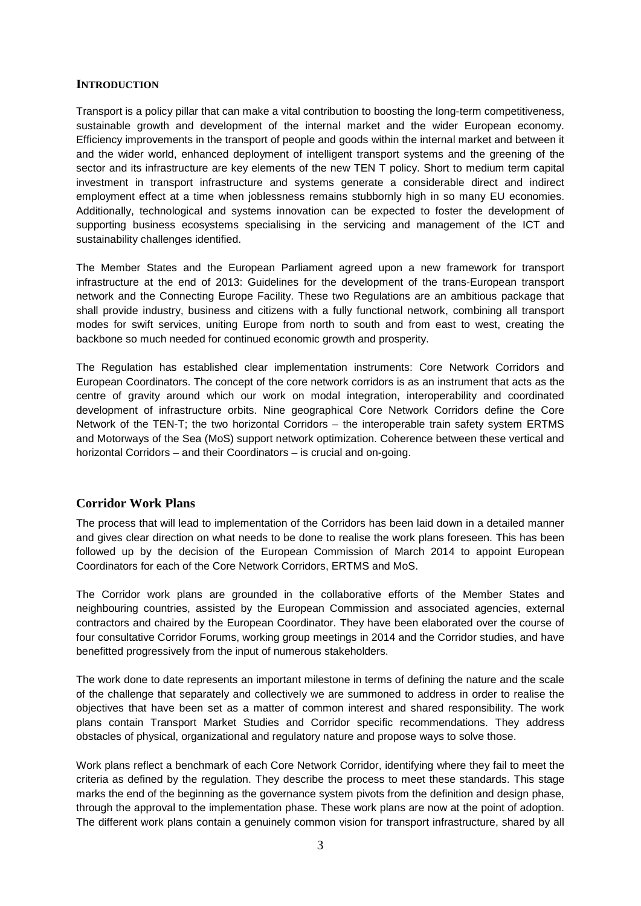## INTRODUCTION

Transport is a policy pillar that can make a vital contribution to boosting the long-term competitiveness, sustainable growth and development of the internal market and the wider European economy. Efficiency improvements in the transport of people and goods within the internal market and between it and the wider world, enhanced deployment of intelligent transport systems and the greening of the sector and its infrastructure are key elements of the new TEN T policy. Short to medium term capital investment in transport infrastructure and systems generate a considerable direct and indirect employment effect at a time when joblessness remains stubbornly high in so many EU economies. Additionally, technological and systems innovation can be expected to foster the development of supporting business ecosystems specialising in the servicing and management of the ICT and sustainability challenges identified.

The Member States and the European Parliament agreed upon a new framework for transport infrastructure at the end of 2013: Guidelines for the development of the trans-European transport network and the Connecting Europe Facility. These two Regulations are an ambitious package that shall provide industry, business and citizens with a fully functional network, combining all transport modes for swift services, uniting Europe from north to south and from east to west, creating the backbone so much needed for continued economic growth and prosperity.

The Regulation has established clear implementation instruments: Core Network Corridors and European Coordinators. The concept of the core network corridors is as an instrument that acts as the centre of gravity around which our work on modal integration, interoperability and coordinated development of infrastructure orbits. Nine geographical Core Network Corridors define the Core Network of the TEN-T; the two horizontal Corridors – the interoperable train safety system ERTMS and Motorways of the Sea (MoS) support network optimization. Coherence between these vertical and horizontal Corridors – and their Coordinators – is crucial and on-going.

## Corridor Work Plans

The process that will lead to implementation of the Corridors has been laid down in a detailed manner and gives clear direction on what needs to be done to realise the work plans foreseen. This has been followed up by the decision of the European Commission of March 2014 to appoint European Coordinators for each of the Core Network Corridors, ERTMS and MoS.

The Corridor work plans are grounded in the collaborative efforts of the Member States and neighbouring countries, assisted by the European Commission and associated agencies, external contractors and chaired by the European Coordinator. They have been elaborated over the course of four consultative Corridor Forums, working group meetings in 2014 and the Corridor studies, and have benefitted progressively from the input of numerous stakeholders.

The work done to date represents an important milestone in terms of defining the nature and the scale of the challenge that separately and collectively we are summoned to address in order to realise the objectives that have been set as a matter of common interest and shared responsibility. The work plans contain Transport Market Studies and Corridor specific recommendations. They address obstacles of physical, organizational and regulatory nature and propose ways to solve those.

Work plans reflect a benchmark of each Core Network Corridor, identifying where they fail to meet the criteria as defined by the regulation. They describe the process to meet these standards. This stage marks the end of the beginning as the governance system pivots from the definition and design phase, through the approval to the implementation phase. These work plans are now at the point of adoption. The different work plans contain a genuinely common vision for transport infrastructure, shared by all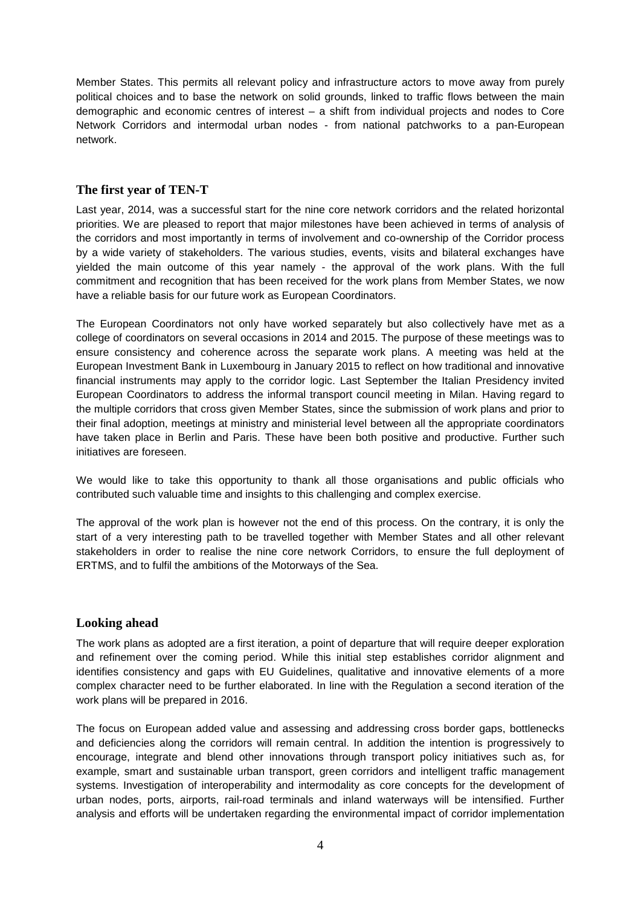Member States. This permits all relevant policy and infrastructure actors to move away from purely political choices and to base the network on solid grounds, linked to traffic flows between the main demographic and economic centres of interest – a shift from individual projects and nodes to Core Network Corridors and intermodal urban nodes - from national patchworks to a pan-European network.

## The first year of TEN-T

Last year, 2014, was a successful start for the nine core network corridors and the related horizontal priorities. We are pleased to report that major milestones have been achieved in terms of analysis of the corridors and most importantly in terms of involvement and co-ownership of the Corridor process by a wide variety of stakeholders. The various studies, events, visits and bilateral exchanges have yielded the main outcome of this year namely - the approval of the work plans. With the full commitment and recognition that has been received for the work plans from Member States, we now have a reliable basis for our future work as European Coordinators.

The European Coordinators not only have worked separately but also collectively have met as a college of coordinators on several occasions in 2014 and 2015. The purpose of these meetings was to ensure consistency and coherence across the separate work plans. A meeting was held at the European Investment Bank in Luxembourg in January 2015 to reflect on how traditional and innovative financial instruments may apply to the corridor logic. Last September the Italian Presidency invited European Coordinators to address the informal transport council meeting in Milan. Having regard to the multiple corridors that cross given Member States, since the submission of work plans and prior to their final adoption, meetings at ministry and ministerial level between all the appropriate coordinators have taken place in Berlin and Paris. These have been both positive and productive. Further such initiatives are foreseen.

We would like to take this opportunity to thank all those organisations and public officials who contributed such valuable time and insights to this challenging and complex exercise.

The approval of the work plan is however not the end of this process. On the contrary, it is only the start of a very interesting path to be travelled together with Member States and all other relevant stakeholders in order to realise the nine core network Corridors, to ensure the full deployment of ERTMS, and to fulfil the ambitions of the Motorways of the Sea.

## Looking ahead

The work plans as adopted are a first iteration, a point of departure that will require deeper exploration and refinement over the coming period. While this initial step establishes corridor alignment and identifies consistency and gaps with EU Guidelines, qualitative and innovative elements of a more complex character need to be further elaborated. In line with the Regulation a second iteration of the work plans will be prepared in 2016.

The focus on European added value and assessing and addressing cross border gaps, bottlenecks and deficiencies along the corridors will remain central. In addition the intention is progressively to encourage, integrate and blend other innovations through transport policy initiatives such as, for example, smart and sustainable urban transport, green corridors and intelligent traffic management systems. Investigation of interoperability and intermodality as core concepts for the development of urban nodes, ports, airports, rail-road terminals and inland waterways will be intensified. Further analysis and efforts will be undertaken regarding the environmental impact of corridor implementation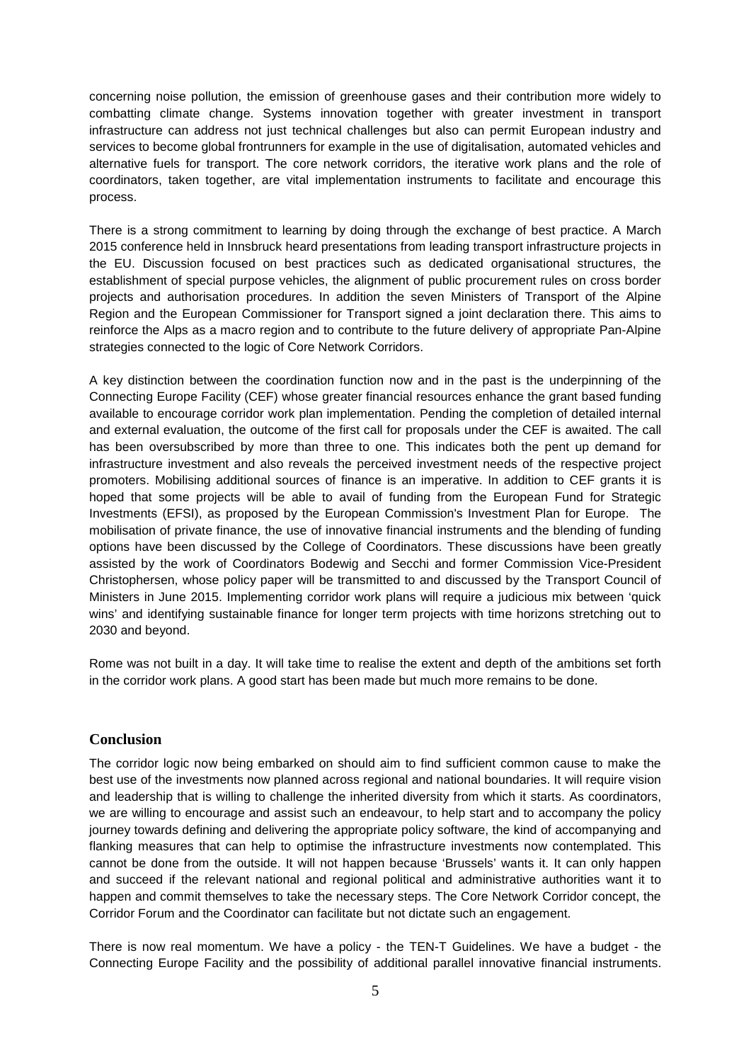concerning noise pollution, the emission of greenhouse gases and their contribution more widely to combatting climate change. Systems innovation together with greater investment in transport infrastructure can address not just technical challenges but also can permit European industry and services to become global frontrunners for example in the use of digitalisation, automated vehicles and alternative fuels for transport. The core network corridors, the iterative work plans and the role of coordinators, taken together, are vital implementation instruments to facilitate and encourage this process.

There is a strong commitment to learning by doing through the exchange of best practice. A March 2015 conference held in Innsbruck heard presentations from leading transport infrastructure projects in the EU. Discussion focused on best practices such as dedicated organisational structures, the establishment of special purpose vehicles, the alignment of public procurement rules on cross border projects and authorisation procedures. In addition the seven Ministers of Transport of the Alpine Region and the European Commissioner for Transport signed a joint declaration there. This aims to reinforce the Alps as a macro region and to contribute to the future delivery of appropriate Pan-Alpine strategies connected to the logic of Core Network Corridors.

A key distinction between the coordination function now and in the past is the underpinning of the Connecting Europe Facility (CEF) whose greater financial resources enhance the grant based funding available to encourage corridor work plan implementation. Pending the completion of detailed internal and external evaluation, the outcome of the first call for proposals under the CEF is awaited. The call has been oversubscribed by more than three to one. This indicates both the pent up demand for infrastructure investment and also reveals the perceived investment needs of the respective project promoters. Mobilising additional sources of finance is an imperative. In addition to CEF grants it is hoped that some projects will be able to avail of funding from the European Fund for Strategic Investments (EFSI), as proposed by the European Commission's Investment Plan for Europe. The mobilisation of private finance, the use of innovative financial instruments and the blending of funding options have been discussed by the College of Coordinators. These discussions have been greatly assisted by the work of Coordinators Bodewig and Secchi and former Commission Vice-President Christophersen, whose policy paper will be transmitted to and discussed by the Transport Council of Ministers in June 2015. Implementing corridor work plans will require a judicious mix between 'quick wins' and identifying sustainable finance for longer term projects with time horizons stretching out to 2030 and beyond.

Rome was not built in a day. It will take time to realise the extent and depth of the ambitions set forth in the corridor work plans. A good start has been made but much more remains to be done.

## Conclusion

The corridor logic now being embarked on should aim to find sufficient common cause to make the best use of the investments now planned across regional and national boundaries. It will require vision and leadership that is willing to challenge the inherited diversity from which it starts. As coordinators, we are willing to encourage and assist such an endeavour, to help start and to accompany the policy journey towards defining and delivering the appropriate policy software, the kind of accompanying and flanking measures that can help to optimise the infrastructure investments now contemplated. This cannot be done from the outside. It will not happen because 'Brussels' wants it. It can only happen and succeed if the relevant national and regional political and administrative authorities want it to happen and commit themselves to take the necessary steps. The Core Network Corridor concept, the Corridor Forum and the Coordinator can facilitate but not dictate such an engagement.

There is now real momentum. We have a policy - the TEN-T Guidelines. We have a budget - the Connecting Europe Facility and the possibility of additional parallel innovative financial instruments.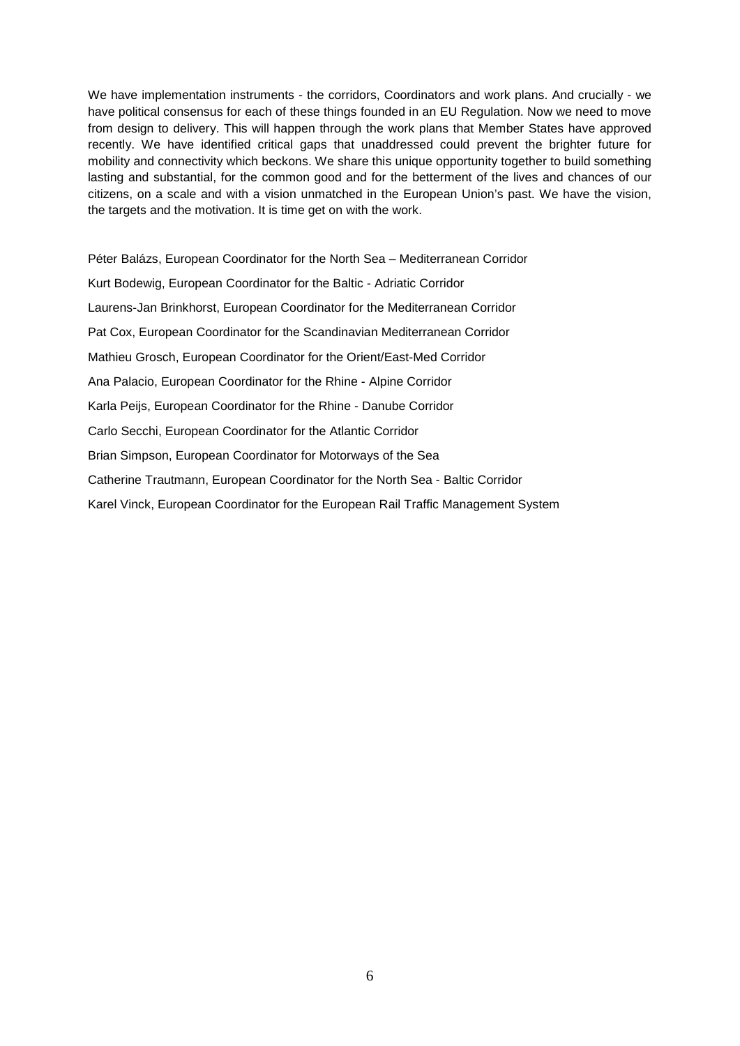We have implementation instruments - the corridors, Coordinators and work plans. And crucially - we have political consensus for each of these things founded in an EU Regulation. Now we need to move from design to delivery. This will happen through the work plans that Member States have approved recently. We have identified critical gaps that unaddressed could prevent the brighter future for mobility and connectivity which beckons. We share this unique opportunity together to build something lasting and substantial, for the common good and for the betterment of the lives and chances of our citizens, on a scale and with a vision unmatched in the European Union's past. We have the vision, the targets and the motivation. It is time get on with the work.

Péter Balázs, European Coordinator for the North Sea – Mediterranean Corridor

Kurt Bodewig, European Coordinator for the Baltic - Adriatic Corridor

Laurens-Jan Brinkhorst, European Coordinator for the Mediterranean Corridor

Pat Cox, European Coordinator for the Scandinavian Mediterranean Corridor

Mathieu Grosch, European Coordinator for the Orient/East-Med Corridor

Ana Palacio, European Coordinator for the Rhine - Alpine Corridor

Karla Peijs, European Coordinator for the Rhine - Danube Corridor

Carlo Secchi, European Coordinator for the Atlantic Corridor

Brian Simpson, European Coordinator for Motorways of the Sea

Catherine Trautmann, European Coordinator for the North Sea - Baltic Corridor

Karel Vinck, European Coordinator for the European Rail Traffic Management System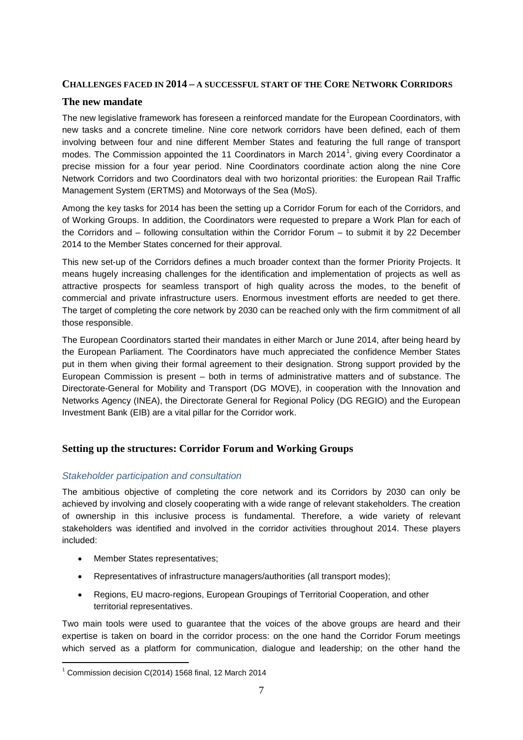## CHALLENGES FACED IN 2014 – A SUCCESSFUL START OF THE CORE NETWORK CORRIDORS

### The new mandate

The new legislative framework has foreseen a reinforced mandate for the European Coordinators, with new tasks and a concrete timeline. Nine core network corridors have been defined, each of them involving between four and nine different Member States and featuring the full range of transport modes. The Commission appointed the 11 Coordinators in March 2014[1], giving every Coordinator a precise mission for a four year period. Nine Coordinators coordinate action along the nine Core Network Corridors and two Coordinators deal with two horizontal priorities: the European Rail Traffic Management System (ERTMS) and Motorways of the Sea (MoS).

Among the key tasks for 2014 has been the setting up a Corridor Forum for each of the Corridors, and of Working Groups. In addition, the Coordinators were requested to prepare a Work Plan for each of the Corridors and – following consultation within the Corridor Forum – to submit it by 22 December 2014 to the Member States concerned for their approval.

This new set-up of the Corridors defines a much broader context than the former Priority Projects. It means hugely increasing challenges for the identification and implementation of projects as well as attractive prospects for seamless transport of high quality across the modes, to the benefit of commercial and private infrastructure users. Enormous investment efforts are needed to get there. The target of completing the core network by 2030 can be reached only with the firm commitment of all those responsible.

The European Coordinators started their mandates in either March or June 2014, after being heard by the European Parliament. The Coordinators have much appreciated the confidence Member States put in them when giving their formal agreement to their designation. Strong support provided by the European Commission is present – both in terms of administrative matters and of substance. The Directorate-General for Mobility and Transport (DG MOVE), in cooperation with the Innovation and Networks Agency (INEA), the Directorate General for Regional Policy (DG REGIO) and the European Investment Bank (EIB) are a vital pillar for the Corridor work.

### Setting up the structures: Corridor Forum and Working Groups

#### *Stakeholder participation and consultation*

The ambitious objective of completing the core network and its Corridors by 2030 can only be achieved by involving and closely cooperating with a wide range of relevant stakeholders. The creation of ownership in this inclusive process is fundamental. Therefore, a wide variety of relevant stakeholders was identified and involved in the corridor activities throughout 2014. These players included:

- Member States representatives;
- Representatives of infrastructure managers/authorities (all transport modes);
- Regions, EU macro-regions, European Groupings of Territorial Cooperation, and other territorial representatives.

Two main tools were used to guarantee that the voices of the above groups are heard and their expertise is taken on board in the corridor process: on the one hand the Corridor Forum meetings which served as a platform for communication, dialogue and leadership; on the other hand the

[1] Commission decision C(2014) 1568 final, 12 March 2014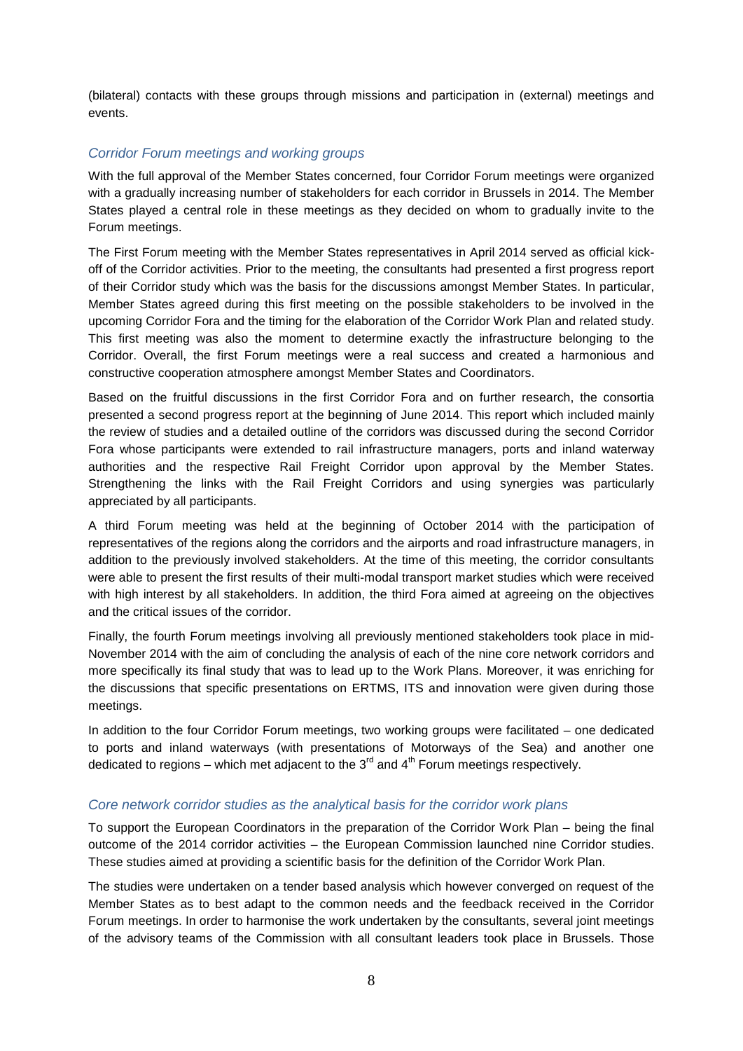(bilateral) contacts with these groups through missions and participation in (external) meetings and events.

### *Corridor Forum meetings and working groups*

With the full approval of the Member States concerned, four Corridor Forum meetings were organized with a gradually increasing number of stakeholders for each corridor in Brussels in 2014. The Member States played a central role in these meetings as they decided on whom to gradually invite to the Forum meetings.

The First Forum meeting with the Member States representatives in April 2014 served as official kick-off of the Corridor activities. Prior to the meeting, the consultants had presented a first progress report of their Corridor study which was the basis for the discussions amongst Member States. In particular, Member States agreed during this first meeting on the possible stakeholders to be involved in the upcoming Corridor Fora and the timing for the elaboration of the Corridor Work Plan and related study. This first meeting was also the moment to determine exactly the infrastructure belonging to the Corridor. Overall, the first Forum meetings were a real success and created a harmonious and constructive cooperation atmosphere amongst Member States and Coordinators.

Based on the fruitful discussions in the first Corridor Fora and on further research, the consortia presented a second progress report at the beginning of June 2014. This report which included mainly the review of studies and a detailed outline of the corridors was discussed during the second Corridor Fora whose participants were extended to rail infrastructure managers, ports and inland waterway authorities and the respective Rail Freight Corridor upon approval by the Member States. Strengthening the links with the Rail Freight Corridors and using synergies was particularly appreciated by all participants.

A third Forum meeting was held at the beginning of October 2014 with the participation of representatives of the regions along the corridors and the airports and road infrastructure managers, in addition to the previously involved stakeholders. At the time of this meeting, the corridor consultants were able to present the first results of their multi-modal transport market studies which were received with high interest by all stakeholders. In addition, the third Fora aimed at agreeing on the objectives and the critical issues of the corridor.

Finally, the fourth Forum meetings involving all previously mentioned stakeholders took place in mid-November 2014 with the aim of concluding the analysis of each of the nine core network corridors and more specifically its final study that was to lead up to the Work Plans. Moreover, it was enriching for the discussions that specific presentations on ERTMS, ITS and innovation were given during those meetings.

In addition to the four Corridor Forum meetings, two working groups were facilitated – one dedicated to ports and inland waterways (with presentations of Motorways of the Sea) and another one dedicated to regions – which met adjacent to the 3rd and 4th Forum meetings respectively.

### *Core network corridor studies as the analytical basis for the corridor work plans*

To support the European Coordinators in the preparation of the Corridor Work Plan – being the final outcome of the 2014 corridor activities – the European Commission launched nine Corridor studies. These studies aimed at providing a scientific basis for the definition of the Corridor Work Plan.

The studies were undertaken on a tender based analysis which however converged on request of the Member States as to best adapt to the common needs and the feedback received in the Corridor Forum meetings. In order to harmonise the work undertaken by the consultants, several joint meetings of the advisory teams of the Commission with all consultant leaders took place in Brussels. Those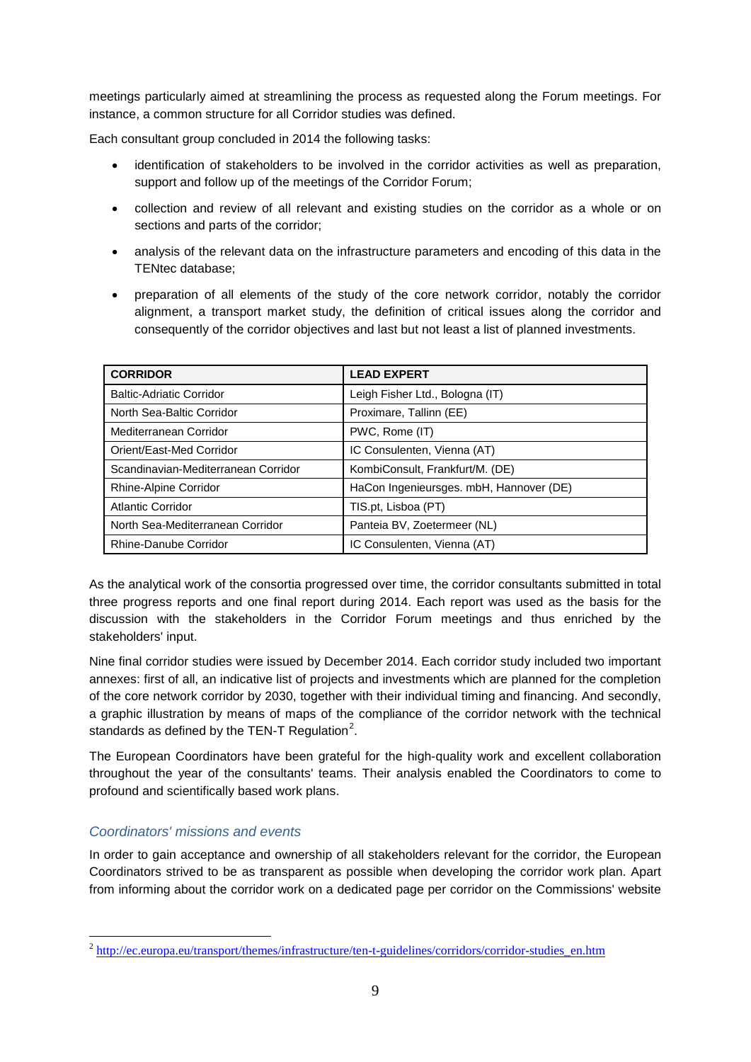meetings particularly aimed at streamlining the process as requested along the Forum meetings. For instance, a common structure for all Corridor studies was defined.

Each consultant group concluded in 2014 the following tasks:

- identification of stakeholders to be involved in the corridor activities as well as preparation, support and follow up of the meetings of the Corridor Forum;
- collection and review of all relevant and existing studies on the corridor as a whole or on sections and parts of the corridor;
- analysis of the relevant data on the infrastructure parameters and encoding of this data in the TENtec database;
- preparation of all elements of the study of the core network corridor, notably the corridor alignment, a transport market study, the definition of critical issues along the corridor and consequently of the corridor objectives and last but not least a list of planned investments.

| **CORRIDOR** | **LEAD EXPERT** |
|---|---|
| Baltic-Adriatic Corridor | Leigh Fisher Ltd., Bologna (IT) |
| North Sea-Baltic Corridor | Proximare, Tallinn (EE) |
| Mediterranean Corridor | PWC, Rome (IT) |
| Orient/East-Med Corridor | IC Consulenten, Vienna (AT) |
| Scandinavian-Mediterranean Corridor | KombiConsult, Frankfurt/M. (DE) |
| Rhine-Alpine Corridor | HaCon Ingenieursges. mbH, Hannover (DE) |
| Atlantic Corridor | TIS.pt, Lisboa (PT) |
| North Sea-Mediterranean Corridor | Panteia BV, Zoetermeer (NL) |
| Rhine-Danube Corridor | IC Consulenten, Vienna (AT) |

As the analytical work of the consortia progressed over time, the corridor consultants submitted in total three progress reports and one final report during 2014. Each report was used as the basis for the discussion with the stakeholders in the Corridor Forum meetings and thus enriched by the stakeholders' input.

Nine final corridor studies were issued by December 2014. Each corridor study included two important annexes: first of all, an indicative list of projects and investments which are planned for the completion of the core network corridor by 2030, together with their individual timing and financing. And secondly, a graphic illustration by means of maps of the compliance of the corridor network with the technical standards as defined by the TEN-T Regulation[2].

The European Coordinators have been grateful for the high-quality work and excellent collaboration throughout the year of the consultants' teams. Their analysis enabled the Coordinators to come to profound and scientifically based work plans.

### *Coordinators' missions and events*

In order to gain acceptance and ownership of all stakeholders relevant for the corridor, the European Coordinators strived to be as transparent as possible when developing the corridor work plan. Apart from informing about the corridor work on a dedicated page per corridor on the Commissions' website

[2] http://ec.europa.eu/transport/themes/infrastructure/ten-t-guidelines/corridors/corridor-studies_en.htm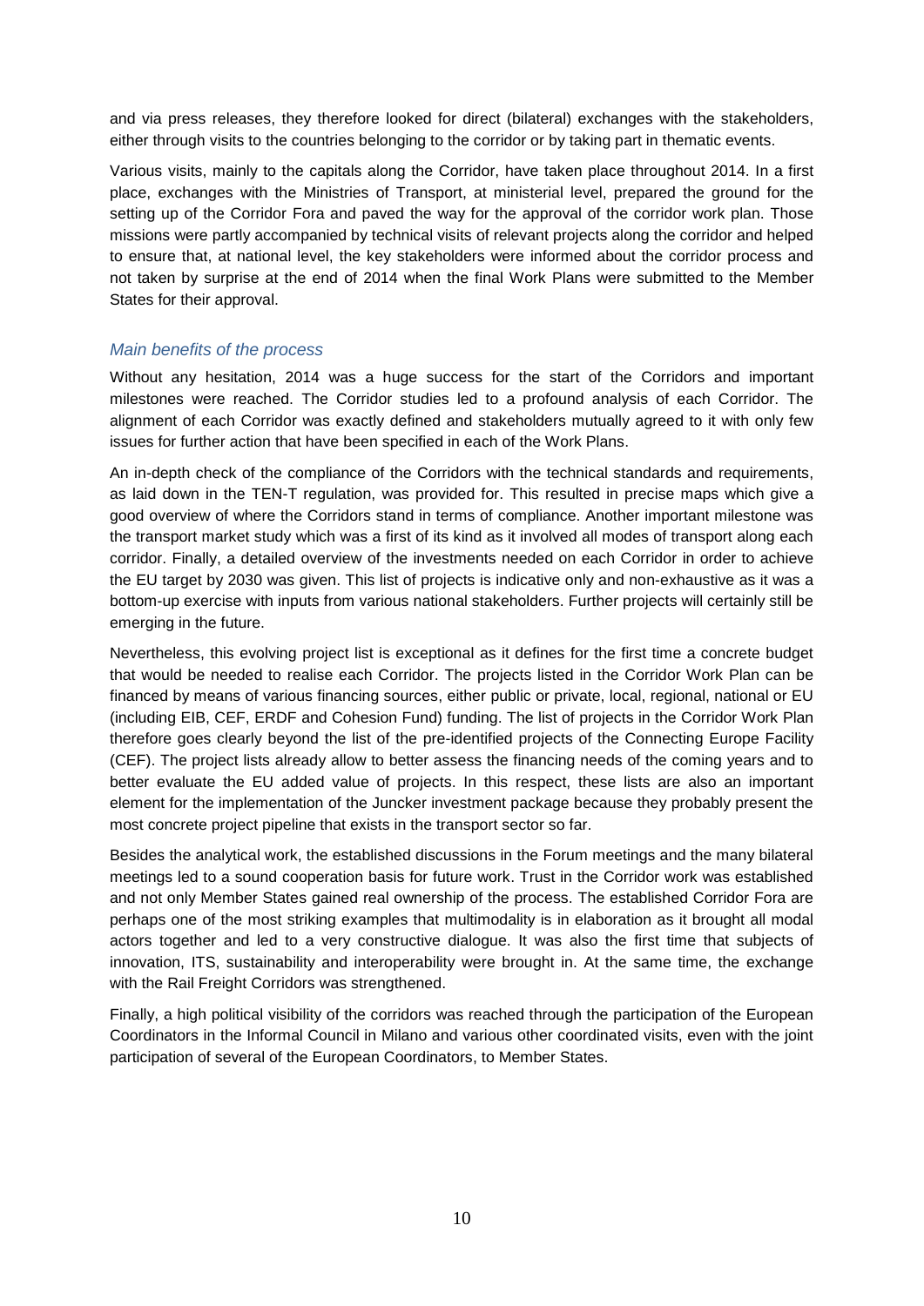and via press releases, they therefore looked for direct (bilateral) exchanges with the stakeholders, either through visits to the countries belonging to the corridor or by taking part in thematic events.

Various visits, mainly to the capitals along the Corridor, have taken place throughout 2014. In a first place, exchanges with the Ministries of Transport, at ministerial level, prepared the ground for the setting up of the Corridor Fora and paved the way for the approval of the corridor work plan. Those missions were partly accompanied by technical visits of relevant projects along the corridor and helped to ensure that, at national level, the key stakeholders were informed about the corridor process and not taken by surprise at the end of 2014 when the final Work Plans were submitted to the Member States for their approval.

### *Main benefits of the process*

Without any hesitation, 2014 was a huge success for the start of the Corridors and important milestones were reached. The Corridor studies led to a profound analysis of each Corridor. The alignment of each Corridor was exactly defined and stakeholders mutually agreed to it with only few issues for further action that have been specified in each of the Work Plans.

An in-depth check of the compliance of the Corridors with the technical standards and requirements, as laid down in the TEN-T regulation, was provided for. This resulted in precise maps which give a good overview of where the Corridors stand in terms of compliance. Another important milestone was the transport market study which was a first of its kind as it involved all modes of transport along each corridor. Finally, a detailed overview of the investments needed on each Corridor in order to achieve the EU target by 2030 was given. This list of projects is indicative only and non-exhaustive as it was a bottom-up exercise with inputs from various national stakeholders. Further projects will certainly still be emerging in the future.

Nevertheless, this evolving project list is exceptional as it defines for the first time a concrete budget that would be needed to realise each Corridor. The projects listed in the Corridor Work Plan can be financed by means of various financing sources, either public or private, local, regional, national or EU (including EIB, CEF, ERDF and Cohesion Fund) funding. The list of projects in the Corridor Work Plan therefore goes clearly beyond the list of the pre-identified projects of the Connecting Europe Facility (CEF). The project lists already allow to better assess the financing needs of the coming years and to better evaluate the EU added value of projects. In this respect, these lists are also an important element for the implementation of the Juncker investment package because they probably present the most concrete project pipeline that exists in the transport sector so far.

Besides the analytical work, the established discussions in the Forum meetings and the many bilateral meetings led to a sound cooperation basis for future work. Trust in the Corridor work was established and not only Member States gained real ownership of the process. The established Corridor Fora are perhaps one of the most striking examples that multimodality is in elaboration as it brought all modal actors together and led to a very constructive dialogue. It was also the first time that subjects of innovation, ITS, sustainability and interoperability were brought in. At the same time, the exchange with the Rail Freight Corridors was strengthened.

Finally, a high political visibility of the corridors was reached through the participation of the European Coordinators in the Informal Council in Milano and various other coordinated visits, even with the joint participation of several of the European Coordinators, to Member States.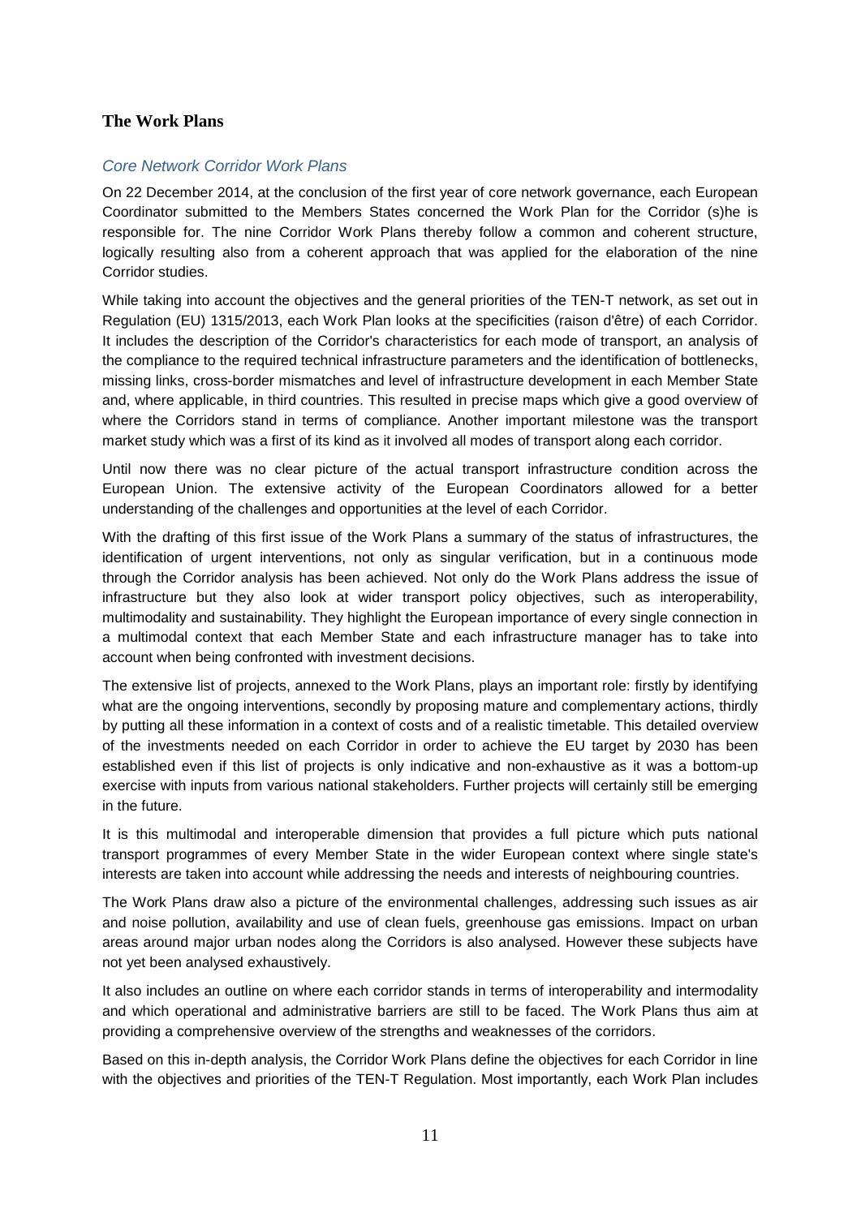## The Work Plans

### *Core Network Corridor Work Plans*

On 22 December 2014, at the conclusion of the first year of core network governance, each European Coordinator submitted to the Members States concerned the Work Plan for the Corridor (s)he is responsible for. The nine Corridor Work Plans thereby follow a common and coherent structure, logically resulting also from a coherent approach that was applied for the elaboration of the nine Corridor studies.

While taking into account the objectives and the general priorities of the TEN-T network, as set out in Regulation (EU) 1315/2013, each Work Plan looks at the specificities (raison d'être) of each Corridor. It includes the description of the Corridor's characteristics for each mode of transport, an analysis of the compliance to the required technical infrastructure parameters and the identification of bottlenecks, missing links, cross-border mismatches and level of infrastructure development in each Member State and, where applicable, in third countries. This resulted in precise maps which give a good overview of where the Corridors stand in terms of compliance. Another important milestone was the transport market study which was a first of its kind as it involved all modes of transport along each corridor.

Until now there was no clear picture of the actual transport infrastructure condition across the European Union. The extensive activity of the European Coordinators allowed for a better understanding of the challenges and opportunities at the level of each Corridor.

With the drafting of this first issue of the Work Plans a summary of the status of infrastructures, the identification of urgent interventions, not only as singular verification, but in a continuous mode through the Corridor analysis has been achieved. Not only do the Work Plans address the issue of infrastructure but they also look at wider transport policy objectives, such as interoperability, multimodality and sustainability. They highlight the European importance of every single connection in a multimodal context that each Member State and each infrastructure manager has to take into account when being confronted with investment decisions.

The extensive list of projects, annexed to the Work Plans, plays an important role: firstly by identifying what are the ongoing interventions, secondly by proposing mature and complementary actions, thirdly by putting all these information in a context of costs and of a realistic timetable. This detailed overview of the investments needed on each Corridor in order to achieve the EU target by 2030 has been established even if this list of projects is only indicative and non-exhaustive as it was a bottom-up exercise with inputs from various national stakeholders. Further projects will certainly still be emerging in the future.

It is this multimodal and interoperable dimension that provides a full picture which puts national transport programmes of every Member State in the wider European context where single state's interests are taken into account while addressing the needs and interests of neighbouring countries.

The Work Plans draw also a picture of the environmental challenges, addressing such issues as air and noise pollution, availability and use of clean fuels, greenhouse gas emissions. Impact on urban areas around major urban nodes along the Corridors is also analysed. However these subjects have not yet been analysed exhaustively.

It also includes an outline on where each corridor stands in terms of interoperability and intermodality and which operational and administrative barriers are still to be faced. The Work Plans thus aim at providing a comprehensive overview of the strengths and weaknesses of the corridors.

Based on this in-depth analysis, the Corridor Work Plans define the objectives for each Corridor in line with the objectives and priorities of the TEN-T Regulation. Most importantly, each Work Plan includes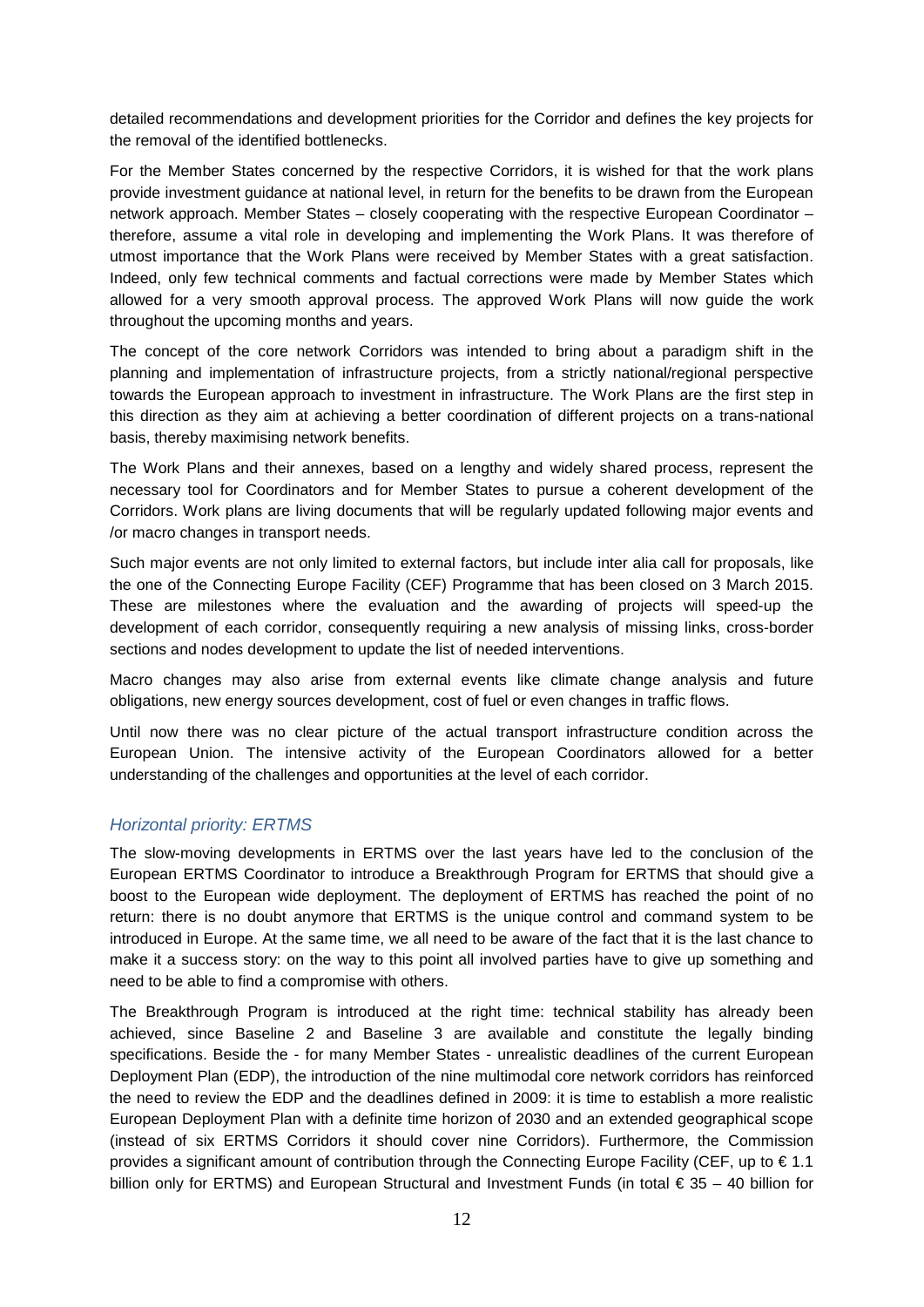detailed recommendations and development priorities for the Corridor and defines the key projects for the removal of the identified bottlenecks.

For the Member States concerned by the respective Corridors, it is wished for that the work plans provide investment guidance at national level, in return for the benefits to be drawn from the European network approach. Member States – closely cooperating with the respective European Coordinator – therefore, assume a vital role in developing and implementing the Work Plans. It was therefore of utmost importance that the Work Plans were received by Member States with a great satisfaction. Indeed, only few technical comments and factual corrections were made by Member States which allowed for a very smooth approval process. The approved Work Plans will now guide the work throughout the upcoming months and years.

The concept of the core network Corridors was intended to bring about a paradigm shift in the planning and implementation of infrastructure projects, from a strictly national/regional perspective towards the European approach to investment in infrastructure. The Work Plans are the first step in this direction as they aim at achieving a better coordination of different projects on a trans-national basis, thereby maximising network benefits.

The Work Plans and their annexes, based on a lengthy and widely shared process, represent the necessary tool for Coordinators and for Member States to pursue a coherent development of the Corridors. Work plans are living documents that will be regularly updated following major events and /or macro changes in transport needs.

Such major events are not only limited to external factors, but include inter alia call for proposals, like the one of the Connecting Europe Facility (CEF) Programme that has been closed on 3 March 2015. These are milestones where the evaluation and the awarding of projects will speed-up the development of each corridor, consequently requiring a new analysis of missing links, cross-border sections and nodes development to update the list of needed interventions.

Macro changes may also arise from external events like climate change analysis and future obligations, new energy sources development, cost of fuel or even changes in traffic flows.

Until now there was no clear picture of the actual transport infrastructure condition across the European Union. The intensive activity of the European Coordinators allowed for a better understanding of the challenges and opportunities at the level of each corridor.

### *Horizontal priority: ERTMS*

The slow-moving developments in ERTMS over the last years have led to the conclusion of the European ERTMS Coordinator to introduce a Breakthrough Program for ERTMS that should give a boost to the European wide deployment. The deployment of ERTMS has reached the point of no return: there is no doubt anymore that ERTMS is the unique control and command system to be introduced in Europe. At the same time, we all need to be aware of the fact that it is the last chance to make it a success story: on the way to this point all involved parties have to give up something and need to be able to find a compromise with others.

The Breakthrough Program is introduced at the right time: technical stability has already been achieved, since Baseline 2 and Baseline 3 are available and constitute the legally binding specifications. Beside the - for many Member States - unrealistic deadlines of the current European Deployment Plan (EDP), the introduction of the nine multimodal core network corridors has reinforced the need to review the EDP and the deadlines defined in 2009: it is time to establish a more realistic European Deployment Plan with a definite time horizon of 2030 and an extended geographical scope (instead of six ERTMS Corridors it should cover nine Corridors). Furthermore, the Commission provides a significant amount of contribution through the Connecting Europe Facility (CEF, up to € 1.1 billion only for ERTMS) and European Structural and Investment Funds (in total € 35 – 40 billion for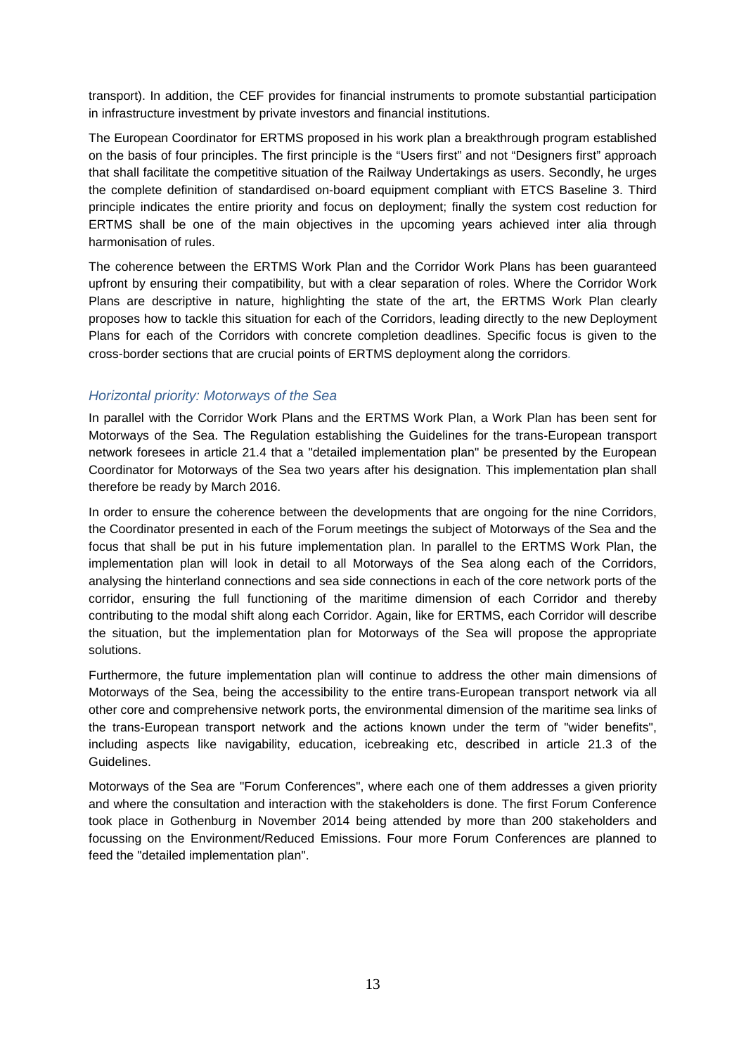transport). In addition, the CEF provides for financial instruments to promote substantial participation in infrastructure investment by private investors and financial institutions.

The European Coordinator for ERTMS proposed in his work plan a breakthrough program established on the basis of four principles. The first principle is the "Users first" and not "Designers first" approach that shall facilitate the competitive situation of the Railway Undertakings as users. Secondly, he urges the complete definition of standardised on-board equipment compliant with ETCS Baseline 3. Third principle indicates the entire priority and focus on deployment; finally the system cost reduction for ERTMS shall be one of the main objectives in the upcoming years achieved inter alia through harmonisation of rules.

The coherence between the ERTMS Work Plan and the Corridor Work Plans has been guaranteed upfront by ensuring their compatibility, but with a clear separation of roles. Where the Corridor Work Plans are descriptive in nature, highlighting the state of the art, the ERTMS Work Plan clearly proposes how to tackle this situation for each of the Corridors, leading directly to the new Deployment Plans for each of the Corridors with concrete completion deadlines. Specific focus is given to the cross-border sections that are crucial points of ERTMS deployment along the corridors.

### *Horizontal priority: Motorways of the Sea*

In parallel with the Corridor Work Plans and the ERTMS Work Plan, a Work Plan has been sent for Motorways of the Sea. The Regulation establishing the Guidelines for the trans-European transport network foresees in article 21.4 that a "detailed implementation plan" be presented by the European Coordinator for Motorways of the Sea two years after his designation. This implementation plan shall therefore be ready by March 2016.

In order to ensure the coherence between the developments that are ongoing for the nine Corridors, the Coordinator presented in each of the Forum meetings the subject of Motorways of the Sea and the focus that shall be put in his future implementation plan. In parallel to the ERTMS Work Plan, the implementation plan will look in detail to all Motorways of the Sea along each of the Corridors, analysing the hinterland connections and sea side connections in each of the core network ports of the corridor, ensuring the full functioning of the maritime dimension of each Corridor and thereby contributing to the modal shift along each Corridor. Again, like for ERTMS, each Corridor will describe the situation, but the implementation plan for Motorways of the Sea will propose the appropriate solutions.

Furthermore, the future implementation plan will continue to address the other main dimensions of Motorways of the Sea, being the accessibility to the entire trans-European transport network via all other core and comprehensive network ports, the environmental dimension of the maritime sea links of the trans-European transport network and the actions known under the term of "wider benefits", including aspects like navigability, education, icebreaking etc, described in article 21.3 of the Guidelines.

Motorways of the Sea are "Forum Conferences", where each one of them addresses a given priority and where the consultation and interaction with the stakeholders is done. The first Forum Conference took place in Gothenburg in November 2014 being attended by more than 200 stakeholders and focussing on the Environment/Reduced Emissions. Four more Forum Conferences are planned to feed the "detailed implementation plan".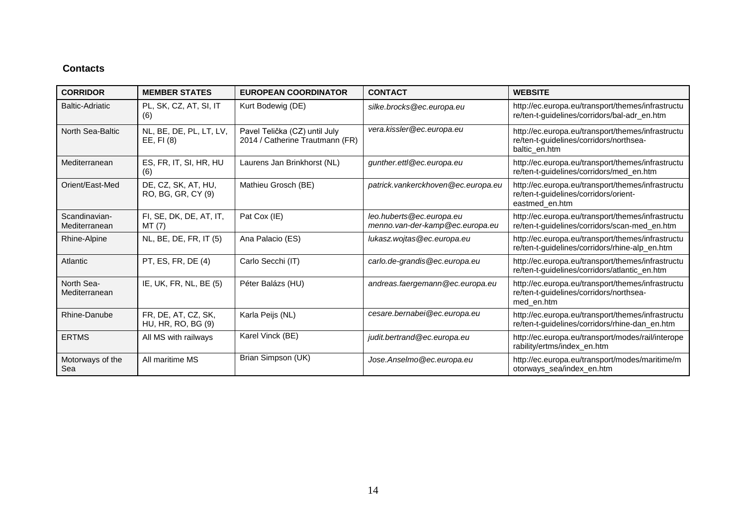## Contacts

| CORRIDOR | MEMBER STATES | EUROPEAN COORDINATOR | CONTACT | WEBSITE |
|---|---|---|---|---|
| Baltic-Adriatic | PL, SK, CZ, AT, SI, IT (6) | Kurt Bodewig (DE) | *silke.brocks@ec.europa.eu* | http://ec.europa.eu/transport/themes/infrastructure/ten-t-guidelines/corridors/bal-adr_en.htm |
| North Sea-Baltic | NL, BE, DE, PL, LT, LV, EE, FI (8) | Pavel Telička (CZ) until July 2014 / Catherine Trautmann (FR) | *vera.kissler@ec.europa.eu* | http://ec.europa.eu/transport/themes/infrastructure/ten-t-guidelines/corridors/northsea-baltic_en.htm |
| Mediterranean | ES, FR, IT, SI, HR, HU (6) | Laurens Jan Brinkhorst (NL) | *gunther.ettl@ec.europa.eu* | http://ec.europa.eu/transport/themes/infrastructure/ten-t-guidelines/corridors/med_en.htm |
| Orient/East-Med | DE, CZ, SK, AT, HU, RO, BG, GR, CY (9) | Mathieu Grosch (BE) | *patrick.vankerckhoven@ec.europa.eu* | http://ec.europa.eu/transport/themes/infrastructure/ten-t-guidelines/corridors/orient-eastmed_en.htm |
| Scandinavian-Mediterranean | FI, SE, DK, DE, AT, IT, MT (7) | Pat Cox (IE) | *leo.huberts@ec.europa.eu* *menno.van-der-kamp@ec.europa.eu* | http://ec.europa.eu/transport/themes/infrastructure/ten-t-guidelines/corridors/scan-med_en.htm |
| Rhine-Alpine | NL, BE, DE, FR, IT (5) | Ana Palacio (ES) | *lukasz.wojtas@ec.europa.eu* | http://ec.europa.eu/transport/themes/infrastructure/ten-t-guidelines/corridors/rhine-alp_en.htm |
| Atlantic | PT, ES, FR, DE (4) | Carlo Secchi (IT) | *carlo.de-grandis@ec.europa.eu* | http://ec.europa.eu/transport/themes/infrastructure/ten-t-guidelines/corridors/atlantic_en.htm |
| North Sea-Mediterranean | IE, UK, FR, NL, BE (5) | Péter Balázs (HU) | *andreas.faergemann@ec.europa.eu* | http://ec.europa.eu/transport/themes/infrastructure/ten-t-guidelines/corridors/northsea-med_en.htm |
| Rhine-Danube | FR, DE, AT, CZ, SK, HU, HR, RO, BG (9) | Karla Peijs (NL) | *cesare.bernabei@ec.europa.eu* | http://ec.europa.eu/transport/themes/infrastructure/ten-t-guidelines/corridors/rhine-dan_en.htm |
| ERTMS | All MS with railways | Karel Vinck (BE) | *judit.bertrand@ec.europa.eu* | http://ec.europa.eu/transport/modes/rail/interoperability/ertms/index_en.htm |
| Motorways of the Sea | All maritime MS | Brian Simpson (UK) | *Jose.Anselmo@ec.europa.eu* | http://ec.europa.eu/transport/modes/maritime/motorways_sea/index_en.htm |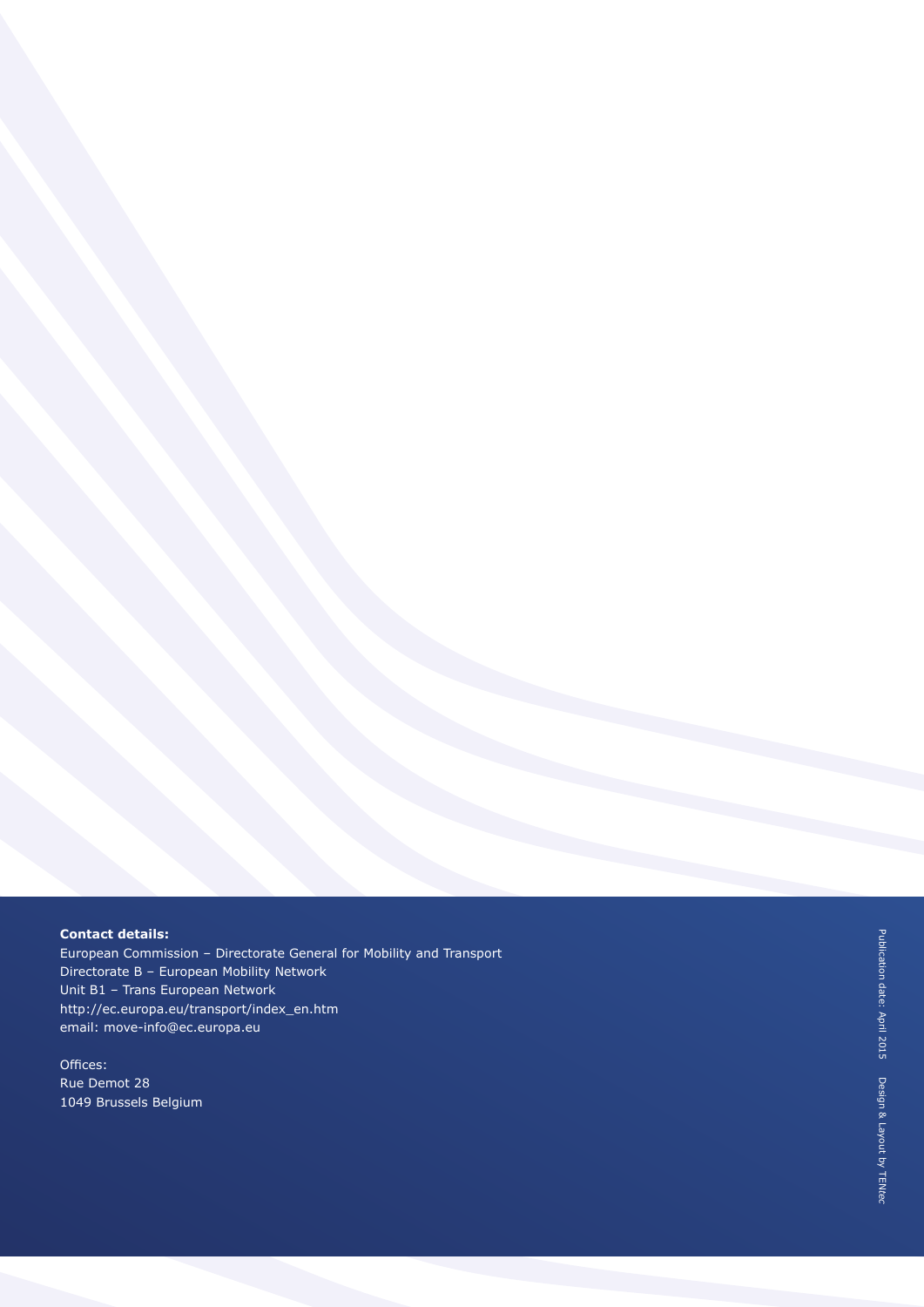**Contact details:**

European Commission – Directorate General for Mobility and Transport
Directorate B – European Mobility Network
Unit B1 – Trans European Network
http://ec.europa.eu/transport/index_en.htm
email: move-info@ec.europa.eu

Offices:
Rue Demot 28
1049 Brussels Belgium

Publication date: April 2015 Design & Layout by TENtec